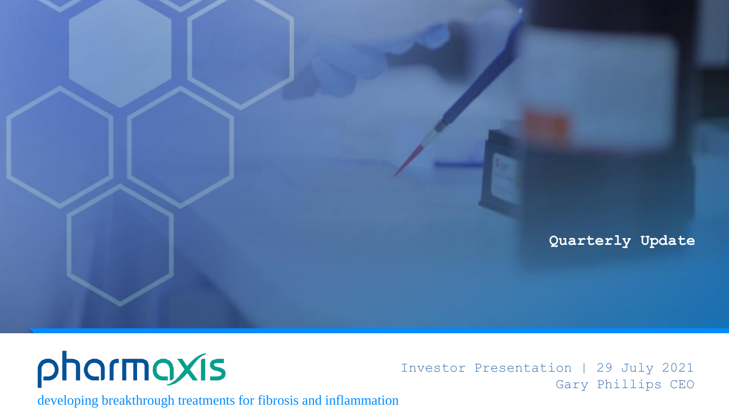# Quarterly Update

pharmaxis

developing breakthrough treatments for fibrosis and inflammation

Investor Presentation | 29 July 2021

Gary Phillips CEO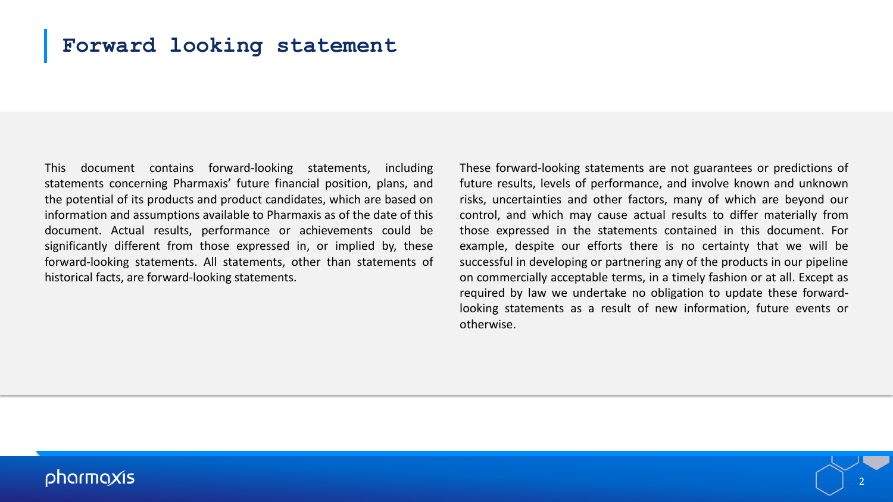# Forward looking statement

This document contains forward-looking statements, including statements concerning Pharmaxis' future financial position, plans, and the potential of its products and product candidates, which are based on information and assumptions available to Pharmaxis as of the date of this document. Actual results, performance or achievements could be significantly different from those expressed in, or implied by, these forward-looking statements. All statements, other than statements of historical facts, are forward-looking statements.

These forward-looking statements are not guarantees or predictions of future results, levels of performance, and involve known and unknown risks, uncertainties and other factors, many of which are beyond our control, and which may cause actual results to differ materially from those expressed in the statements contained in this document. For example, despite our efforts there is no certainty that we will be successful in developing or partnering any of the products in our pipeline on commercially acceptable terms, in a timely fashion or at all. Except as required by law we undertake no obligation to update these forward-looking statements as a result of new information, future events or otherwise.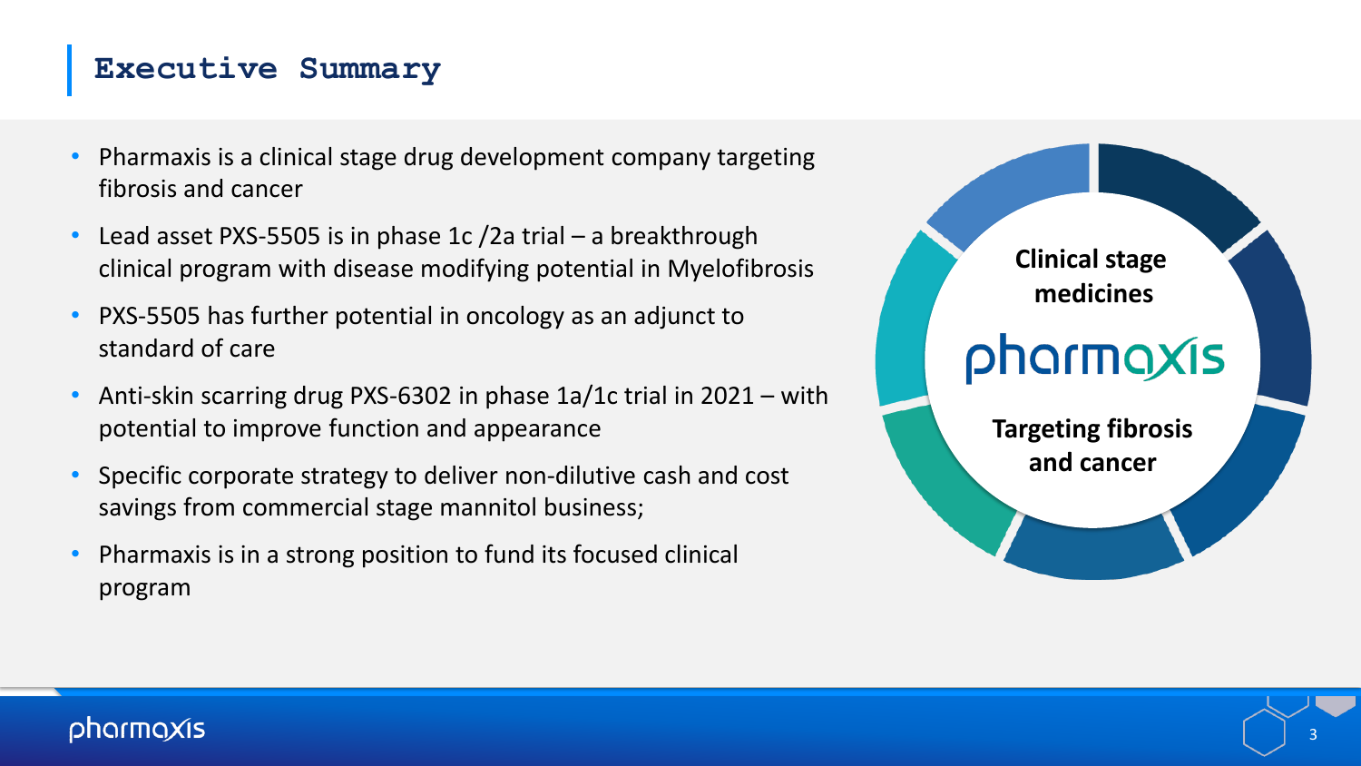# Executive Summary

- Pharmaxis is a clinical stage drug development company targeting fibrosis and cancer
- Lead asset PXS-5505 is in phase 1c /2a trial – a breakthrough clinical program with disease modifying potential in Myelofibrosis
- PXS-5505 has further potential in oncology as an adjunct to standard of care
- Anti-skin scarring drug PXS-6302 in phase 1a/1c trial in 2021 – with potential to improve function and appearance
- Specific corporate strategy to deliver non-dilutive cash and cost savings from commercial stage mannitol business;
- Pharmaxis is in a strong position to fund its focused clinical program

**Clinical stage medicines**

pharmaxis

**Targeting fibrosis and cancer**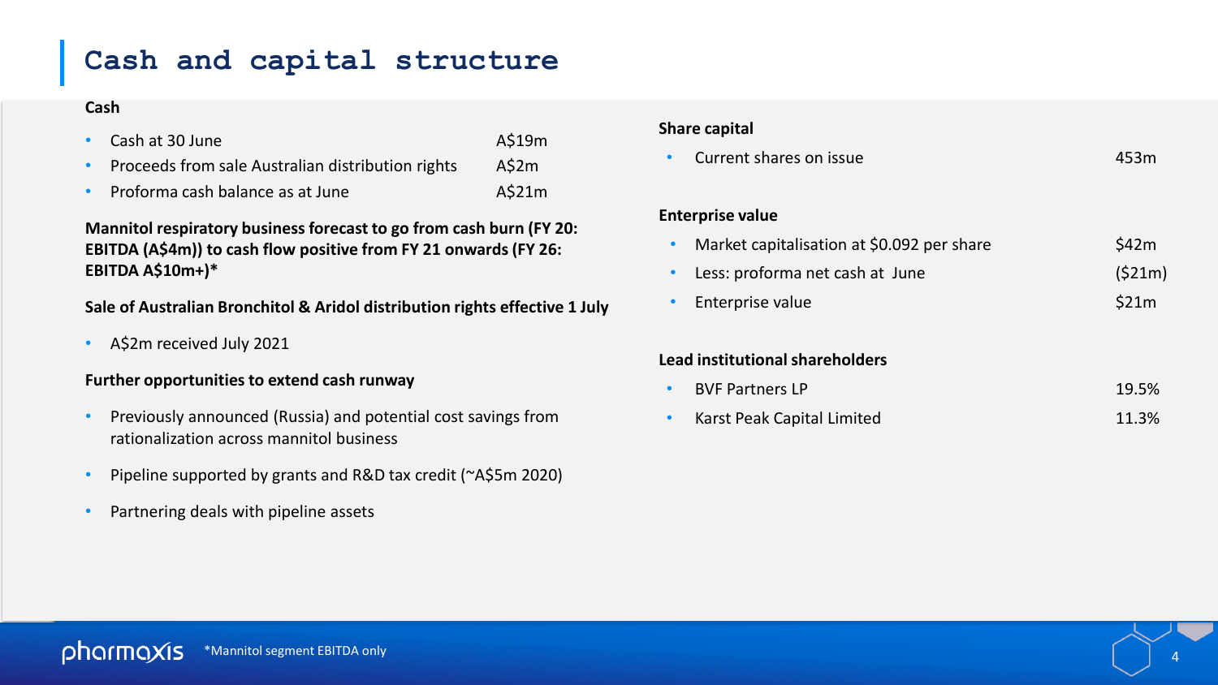# Cash and capital structure

## Cash

| | |
|---|---|
| Cash at 30 June | A$19m |
| Proceeds from sale Australian distribution rights | A$2m |
| Proforma cash balance as at June | A$21m |

**Mannitol respiratory business forecast to go from cash burn (FY 20: EBITDA (A$4m)) to cash flow positive from FY 21 onwards (FY 26: EBITDA A$10m+)***

**Sale of Australian Bronchitol & Aridol distribution rights effective 1 July**

- A$2m received July 2021

**Further opportunities to extend cash runway**

- Previously announced (Russia) and potential cost savings from rationalization across mannitol business
- Pipeline supported by grants and R&D tax credit (~A$5m 2020)
- Partnering deals with pipeline assets

## Share capital

| | |
|---|---|
| Current shares on issue | 453m |

## Enterprise value

| | |
|---|---|
| Market capitalisation at $0.092 per share | $42m |
| Less: proforma net cash at June | ($21m) |
| Enterprise value | $21m |

## Lead institutional shareholders

| | |
|---|---|
| BVF Partners LP | 19.5% |
| Karst Peak Capital Limited | 11.3% |

*Mannitol segment EBITDA only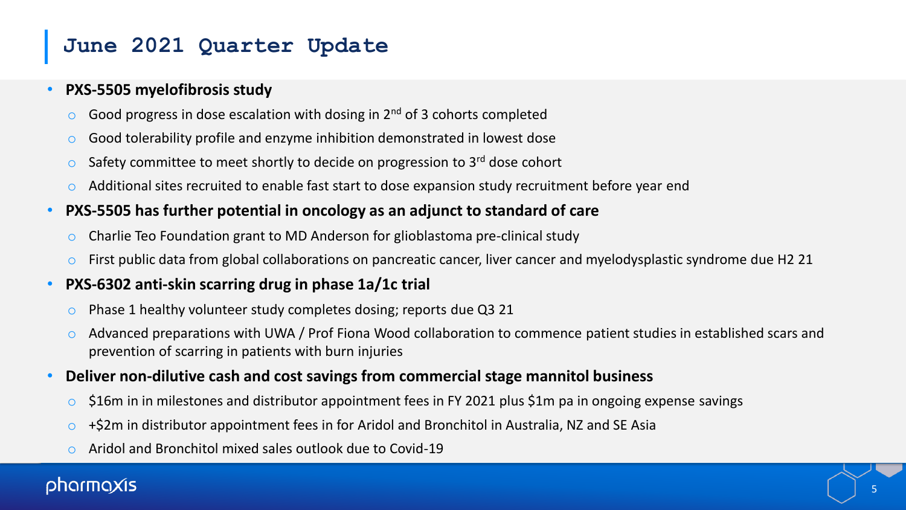# June 2021 Quarter Update

- **PXS-5505 myelofibrosis study**
  - Good progress in dose escalation with dosing in 2nd of 3 cohorts completed
  - Good tolerability profile and enzyme inhibition demonstrated in lowest dose
  - Safety committee to meet shortly to decide on progression to 3rd dose cohort
  - Additional sites recruited to enable fast start to dose expansion study recruitment before year end
- **PXS-5505 has further potential in oncology as an adjunct to standard of care**
  - Charlie Teo Foundation grant to MD Anderson for glioblastoma pre-clinical study
  - First public data from global collaborations on pancreatic cancer, liver cancer and myelodysplastic syndrome due H2 21
- **PXS-6302 anti-skin scarring drug in phase 1a/1c trial**
  - Phase 1 healthy volunteer study completes dosing; reports due Q3 21
  - Advanced preparations with UWA / Prof Fiona Wood collaboration to commence patient studies in established scars and prevention of scarring in patients with burn injuries
- **Deliver non-dilutive cash and cost savings from commercial stage mannitol business**
  - $16m in in milestones and distributor appointment fees in FY 2021 plus $1m pa in ongoing expense savings
  - +$2m in distributor appointment fees in for Aridol and Bronchitol in Australia, NZ and SE Asia
  - Aridol and Bronchitol mixed sales outlook due to Covid-19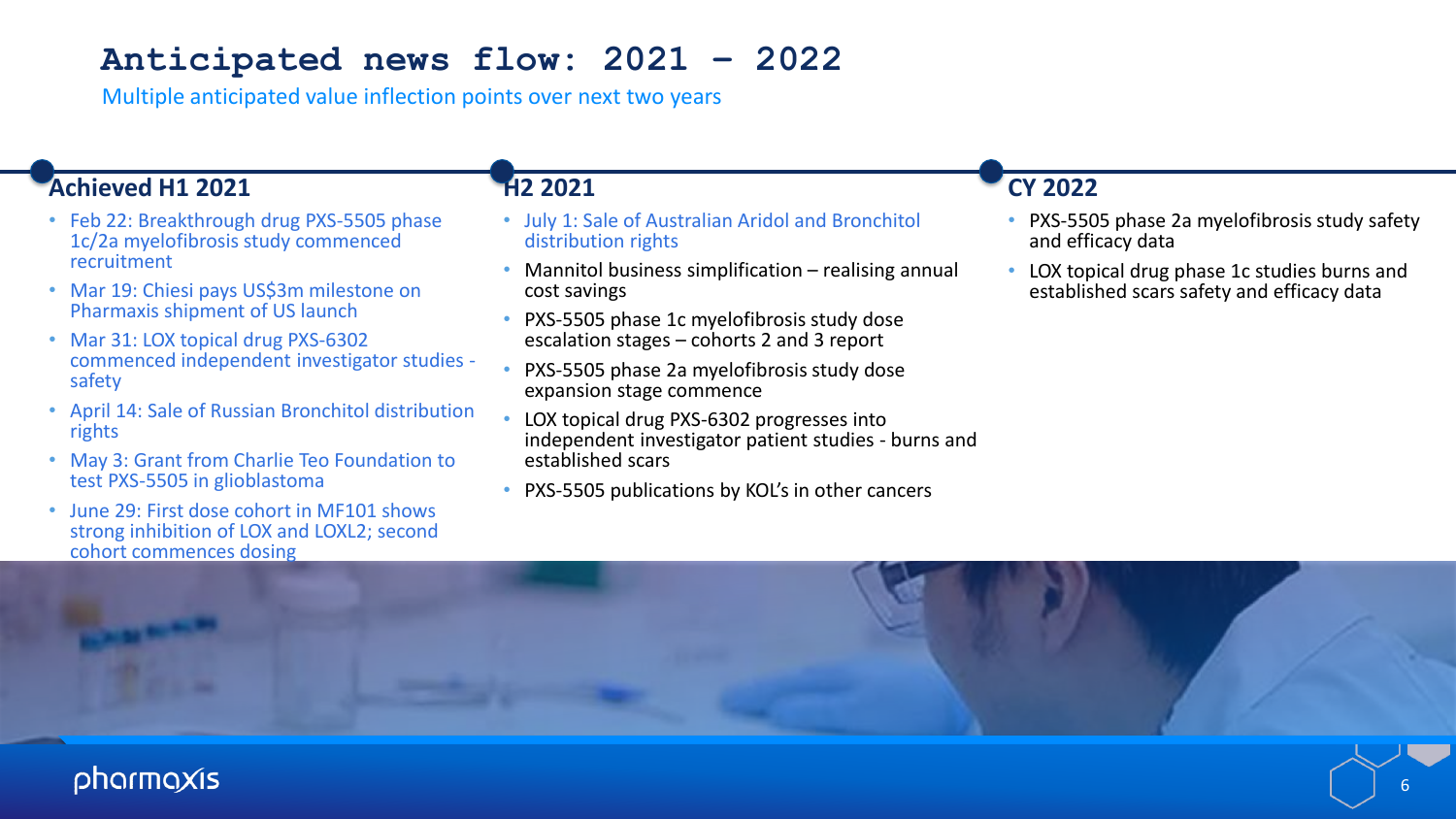# Anticipated news flow: 2021 – 2022

Multiple anticipated value inflection points over next two years

## Achieved H1 2021

- Feb 22: Breakthrough drug PXS-5505 phase 1c/2a myelofibrosis study commenced recruitment
- Mar 19: Chiesi pays US$3m milestone on Pharmaxis shipment of US launch
- Mar 31: LOX topical drug PXS-6302 commenced independent investigator studies - safety
- April 14: Sale of Russian Bronchitol distribution rights
- May 3: Grant from Charlie Teo Foundation to test PXS-5505 in glioblastoma
- June 29: First dose cohort in MF101 shows strong inhibition of LOX and LOXL2; second cohort commences dosing

## H2 2021

- July 1: Sale of Australian Aridol and Bronchitol distribution rights
- Mannitol business simplification – realising annual cost savings
- PXS-5505 phase 1c myelofibrosis study dose escalation stages – cohorts 2 and 3 report
- PXS-5505 phase 2a myelofibrosis study dose expansion stage commence
- LOX topical drug PXS-6302 progresses into independent investigator patient studies - burns and established scars
- PXS-5505 publications by KOL's in other cancers

## CY 2022

- PXS-5505 phase 2a myelofibrosis study safety and efficacy data
- LOX topical drug phase 1c studies burns and established scars safety and efficacy data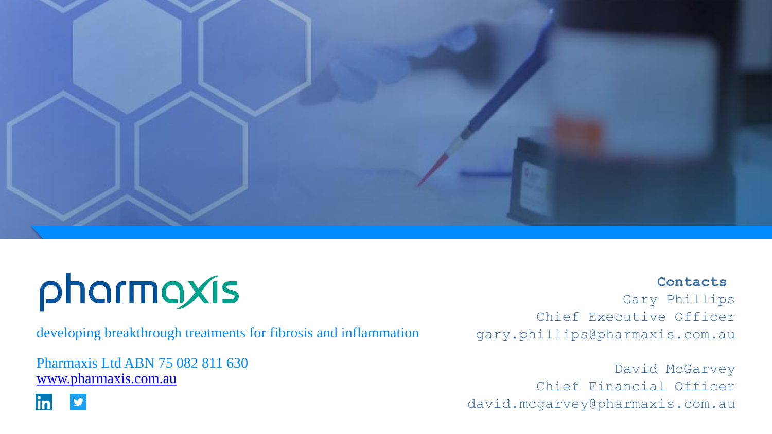pharmaxis

developing breakthrough treatments for fibrosis and inflammation

Pharmaxis Ltd ABN 75 082 811 630
www.pharmaxis.com.au

**Contacts**

Gary Phillips
Chief Executive Officer
gary.phillips@pharmaxis.com.au

David McGarvey
Chief Financial Officer
david.mcgarvey@pharmaxis.com.au